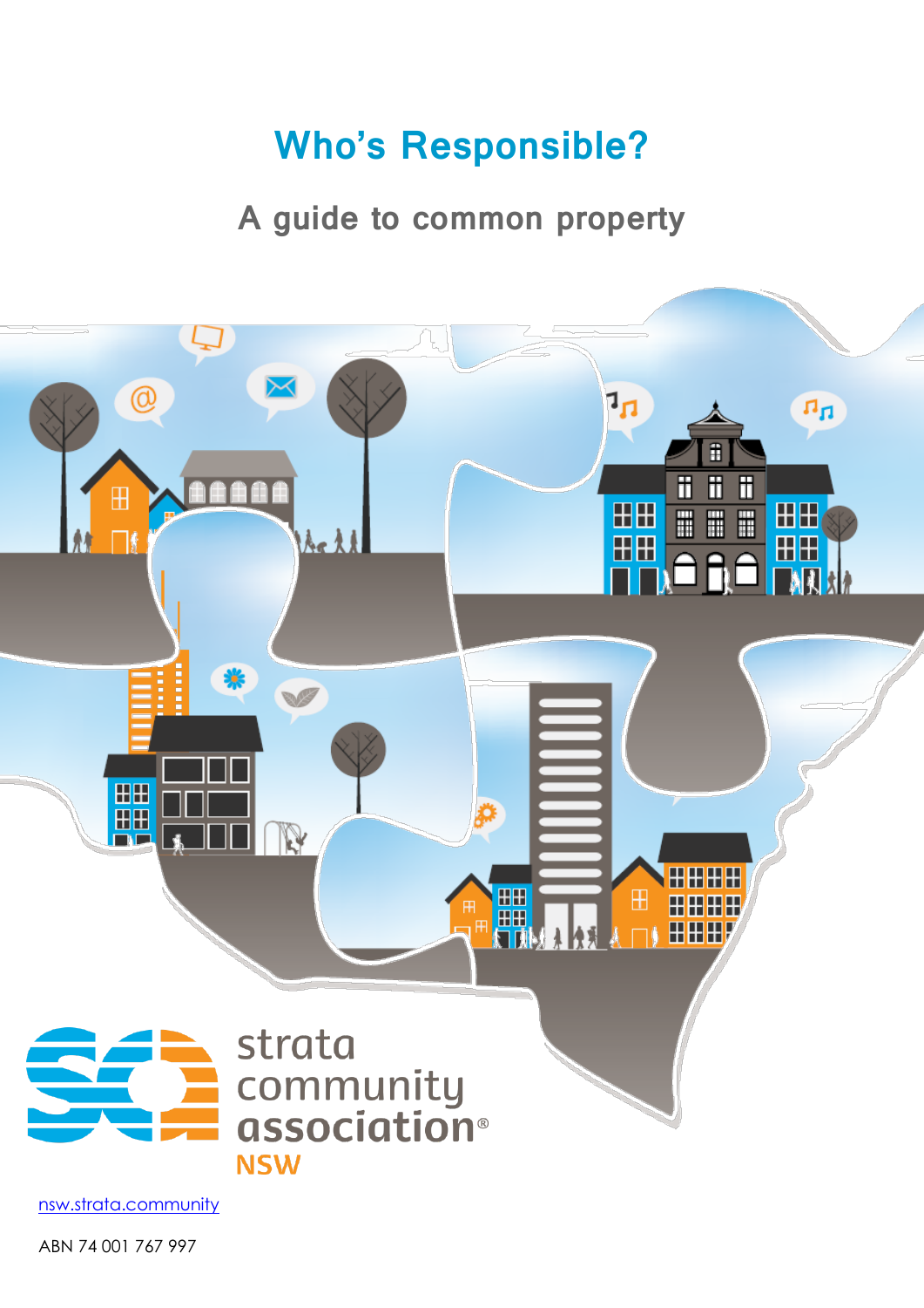# Who's Responsible?

## A guide to common property

strata community association®

NSW

[nsw.strata.community](nsw.strata.community)

ABN 74 001 767 997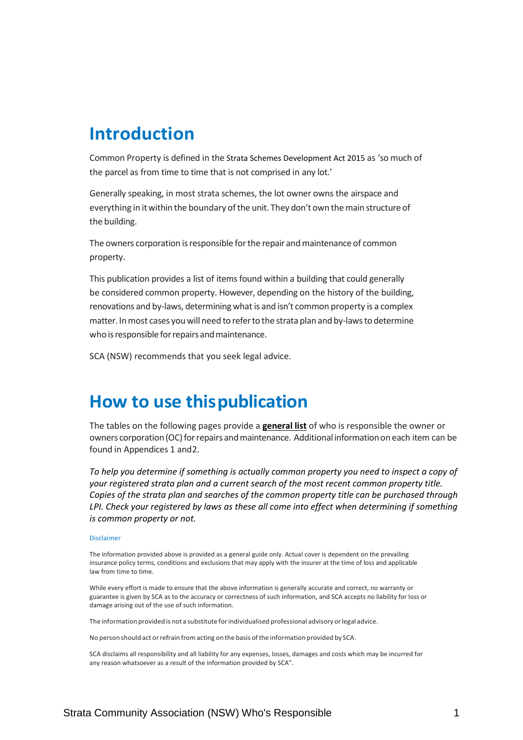# Introduction

Common Property is defined in the Strata Schemes Development Act 2015 as 'so much of the parcel as from time to time that is not comprised in any lot.'

Generally speaking, in most strata schemes, the lot owner owns the airspace and everything in it within the boundary of the unit. They don't own the main structure of the building.

The owners corporation is responsible for the repair and maintenance of common property.

This publication provides a list of items found within a building that could generally be considered common property. However, depending on the history of the building, renovations and by-laws, determining what is and isn't common property is a complex matter. In most cases you will need to refer to the strata plan and by-laws to determine who is responsible for repairs and maintenance.

SCA (NSW) recommends that you seek legal advice.

# How to use this publication

The tables on the following pages provide a **general list** of who is responsible the owner or owners corporation (OC) for repairs and maintenance. Additional information on each item can be found in Appendices 1 and2.

*To help you determine if something is actually common property you need to inspect a copy of your registered strata plan and a current search of the most recent common property title. Copies of the strata plan and searches of the common property title can be purchased through LPI. Check your registered by laws as these all come into effect when determining if something is common property or not.*

Disclaimer

The information provided above is provided as a general guide only. Actual cover is dependent on the prevailing insurance policy terms, conditions and exclusions that may apply with the insurer at the time of loss and applicable law from time to time.

While every effort is made to ensure that the above information is generally accurate and correct, no warranty or guarantee is given by SCA as to the accuracy or correctness of such information, and SCA accepts no liability for loss or damage arising out of the use of such information.

The information provided is not a substitute for individualised professional advisory or legal advice.

No person should act or refrain from acting on the basis of the information provided by SCA.

SCA disclaims all responsibility and all liability for any expenses, losses, damages and costs which may be incurred for any reason whatsoever as a result of the information provided by SCA".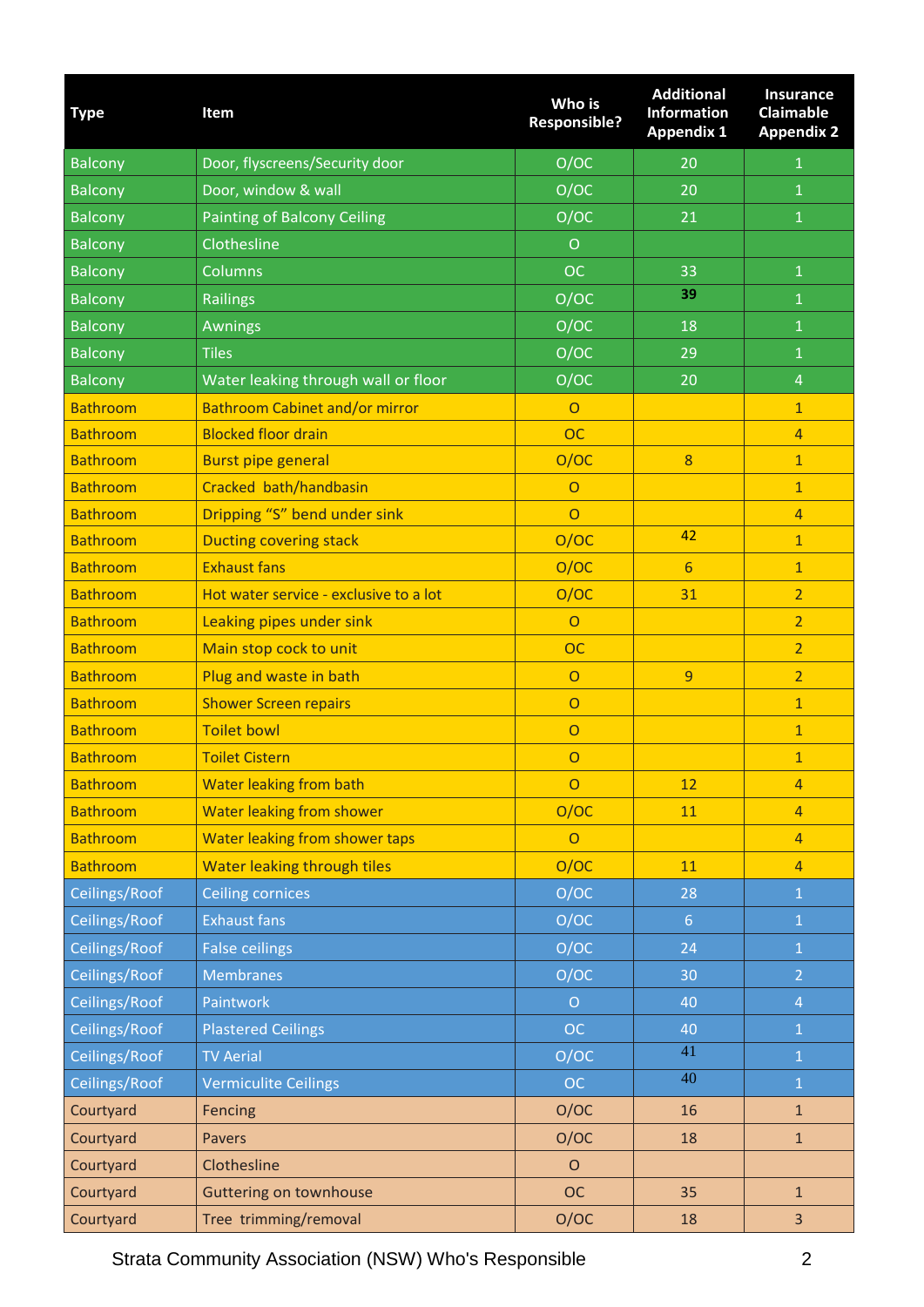| Type | Item | Who is Responsible? | Additional Information Appendix 1 | Insurance Claimable Appendix 2 |
|---|---|---|---|---|
| Balcony | Door, flyscreens/Security door | O/OC | 20 | 1 |
| Balcony | Door, window & wall | O/OC | 20 | 1 |
| Balcony | Painting of Balcony Ceiling | O/OC | 21 | 1 |
| Balcony | Clothesline | O | | |
| Balcony | Columns | OC | 33 | 1 |
| Balcony | Railings | O/OC | 39 | 1 |
| Balcony | Awnings | O/OC | 18 | 1 |
| Balcony | Tiles | O/OC | 29 | 1 |
| Balcony | Water leaking through wall or floor | O/OC | 20 | 4 |
| Bathroom | Bathroom Cabinet and/or mirror | O | | 1 |
| Bathroom | Blocked floor drain | OC | | 4 |
| Bathroom | Burst pipe general | O/OC | 8 | 1 |
| Bathroom | Cracked bath/handbasin | O | | 1 |
| Bathroom | Dripping "S" bend under sink | O | | 4 |
| Bathroom | Ducting covering stack | O/OC | 42 | 1 |
| Bathroom | Exhaust fans | O/OC | 6 | 1 |
| Bathroom | Hot water service - exclusive to a lot | O/OC | 31 | 2 |
| Bathroom | Leaking pipes under sink | O | | 2 |
| Bathroom | Main stop cock to unit | OC | | 2 |
| Bathroom | Plug and waste in bath | O | 9 | 2 |
| Bathroom | Shower Screen repairs | O | | 1 |
| Bathroom | Toilet bowl | O | | 1 |
| Bathroom | Toilet Cistern | O | | 1 |
| Bathroom | Water leaking from bath | O | 12 | 4 |
| Bathroom | Water leaking from shower | O/OC | 11 | 4 |
| Bathroom | Water leaking from shower taps | O | | 4 |
| Bathroom | Water leaking through tiles | O/OC | 11 | 4 |
| Ceilings/Roof | Ceiling cornices | O/OC | 28 | 1 |
| Ceilings/Roof | Exhaust fans | O/OC | 6 | 1 |
| Ceilings/Roof | False ceilings | O/OC | 24 | 1 |
| Ceilings/Roof | Membranes | O/OC | 30 | 2 |
| Ceilings/Roof | Paintwork | O | 40 | 4 |
| Ceilings/Roof | Plastered Ceilings | OC | 40 | 1 |
| Ceilings/Roof | TV Aerial | O/OC | 41 | 1 |
| Ceilings/Roof | Vermiculite Ceilings | OC | 40 | 1 |
| Courtyard | Fencing | O/OC | 16 | 1 |
| Courtyard | Pavers | O/OC | 18 | 1 |
| Courtyard | Clothesline | O | | |
| Courtyard | Guttering on townhouse | OC | 35 | 1 |
| Courtyard | Tree trimming/removal | O/OC | 18 | 3 |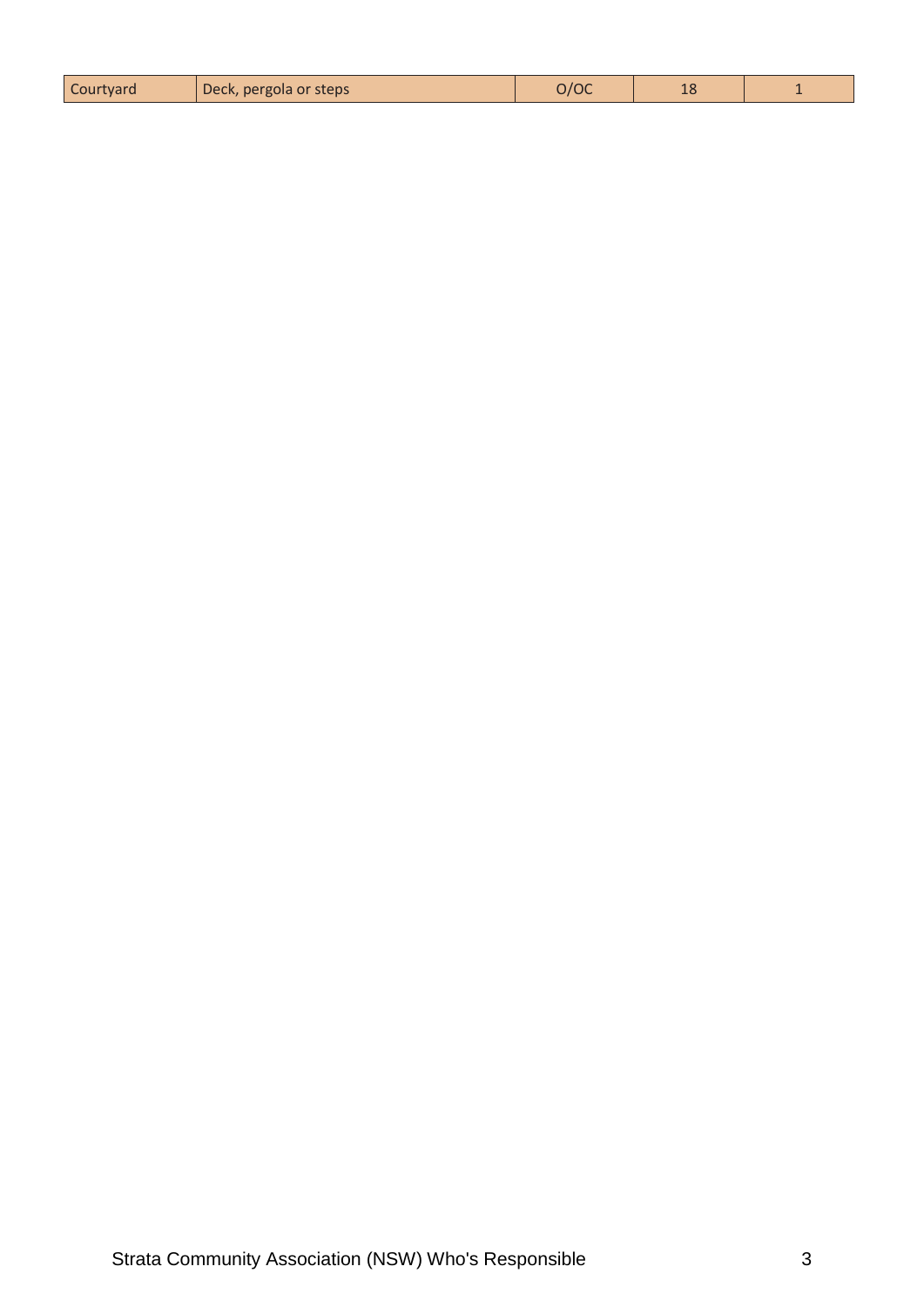| Courtyard | Deck, pergola or steps | O/OC | 18 | 1 |
|---|---|---|---|---|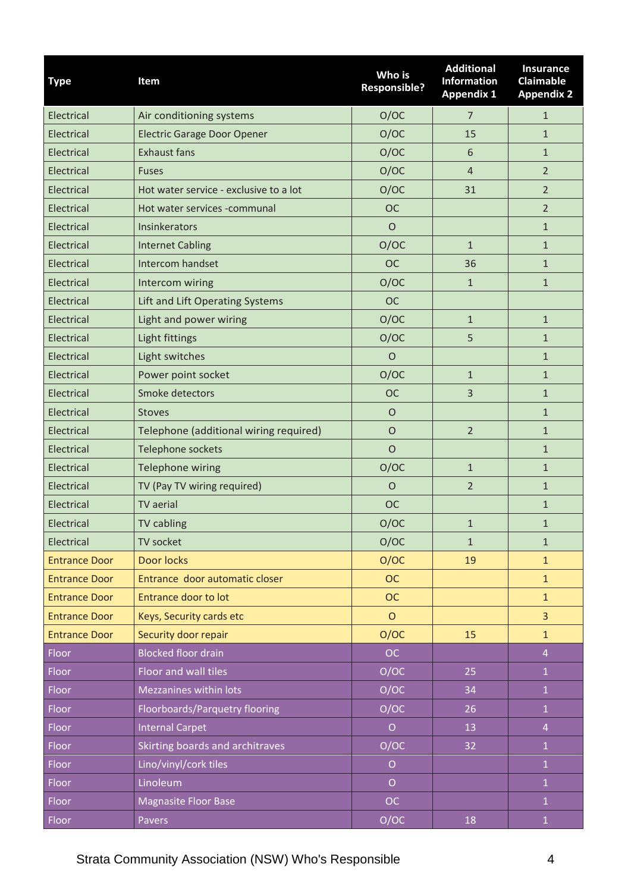| Type | Item | Who is Responsible? | Additional Information Appendix 1 | Insurance Claimable Appendix 2 |
|---|---|---|---|---|
| Electrical | Air conditioning systems | O/OC | 7 | 1 |
| Electrical | Electric Garage Door Opener | O/OC | 15 | 1 |
| Electrical | Exhaust fans | O/OC | 6 | 1 |
| Electrical | Fuses | O/OC | 4 | 2 |
| Electrical | Hot water service - exclusive to a lot | O/OC | 31 | 2 |
| Electrical | Hot water services -communal | OC | | 2 |
| Electrical | Insinkerators | O | | 1 |
| Electrical | Internet Cabling | O/OC | 1 | 1 |
| Electrical | Intercom handset | OC | 36 | 1 |
| Electrical | Intercom wiring | O/OC | 1 | 1 |
| Electrical | Lift and Lift Operating Systems | OC | | |
| Electrical | Light and power wiring | O/OC | 1 | 1 |
| Electrical | Light fittings | O/OC | 5 | 1 |
| Electrical | Light switches | O | | 1 |
| Electrical | Power point socket | O/OC | 1 | 1 |
| Electrical | Smoke detectors | OC | 3 | 1 |
| Electrical | Stoves | O | | 1 |
| Electrical | Telephone (additional wiring required) | O | 2 | 1 |
| Electrical | Telephone sockets | O | | 1 |
| Electrical | Telephone wiring | O/OC | 1 | 1 |
| Electrical | TV (Pay TV wiring required) | O | 2 | 1 |
| Electrical | TV aerial | OC | | 1 |
| Electrical | TV cabling | O/OC | 1 | 1 |
| Electrical | TV socket | O/OC | 1 | 1 |
| Entrance Door | Door locks | O/OC | 19 | 1 |
| Entrance Door | Entrance door automatic closer | OC | | 1 |
| Entrance Door | Entrance door to lot | OC | | 1 |
| Entrance Door | Keys, Security cards etc | O | | 3 |
| Entrance Door | Security door repair | O/OC | 15 | 1 |
| Floor | Blocked floor drain | OC | | 4 |
| Floor | Floor and wall tiles | O/OC | 25 | 1 |
| Floor | Mezzanines within lots | O/OC | 34 | 1 |
| Floor | Floorboards/Parquetry flooring | O/OC | 26 | 1 |
| Floor | Internal Carpet | O | 13 | 4 |
| Floor | Skirting boards and architraves | O/OC | 32 | 1 |
| Floor | Lino/vinyl/cork tiles | O | | 1 |
| Floor | Linoleum | O | | 1 |
| Floor | Magnasite Floor Base | OC | | 1 |
| Floor | Pavers | O/OC | 18 | 1 |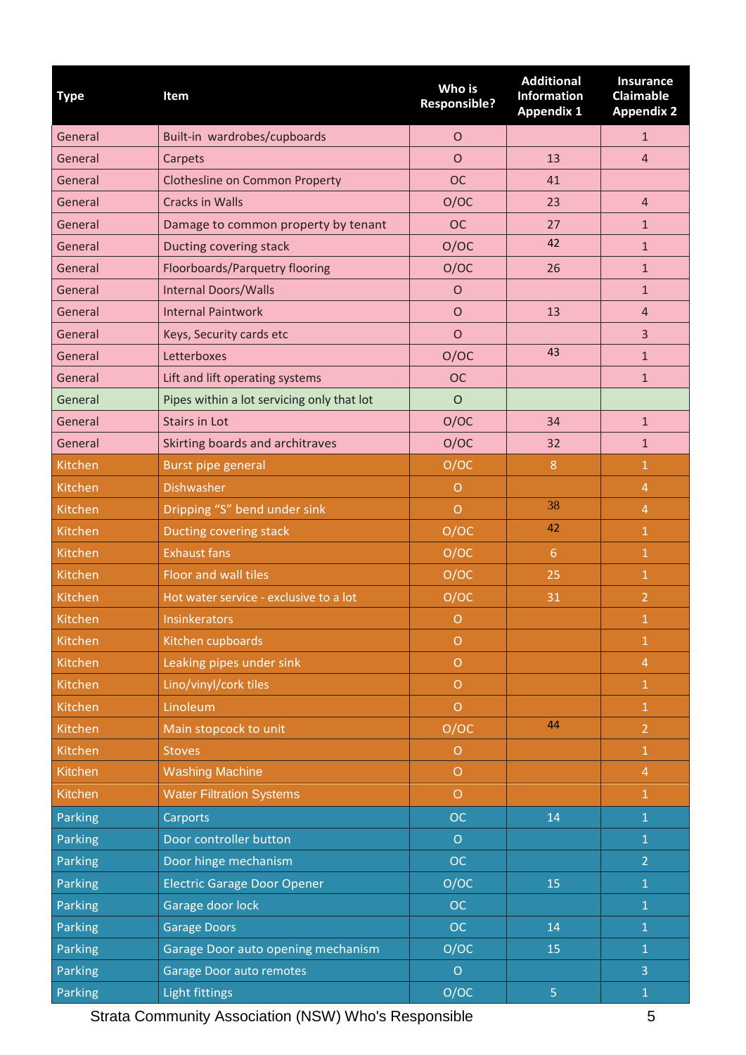| Type | Item | Who is Responsible? | Additional Information Appendix 1 | Insurance Claimable Appendix 2 |
|---|---|---|---|---|
| General | Built-in wardrobes/cupboards | O | | 1 |
| General | Carpets | O | 13 | 4 |
| General | Clothesline on Common Property | OC | 41 | |
| General | Cracks in Walls | O/OC | 23 | 4 |
| General | Damage to common property by tenant | OC | 27 | 1 |
| General | Ducting covering stack | O/OC | 42 | 1 |
| General | Floorboards/Parquetry flooring | O/OC | 26 | 1 |
| General | Internal Doors/Walls | O | | 1 |
| General | Internal Paintwork | O | 13 | 4 |
| General | Keys, Security cards etc | O | | 3 |
| General | Letterboxes | O/OC | 43 | 1 |
| General | Lift and lift operating systems | OC | | 1 |
| General | Pipes within a lot servicing only that lot | O | | |
| General | Stairs in Lot | O/OC | 34 | 1 |
| General | Skirting boards and architraves | O/OC | 32 | 1 |
| Kitchen | Burst pipe general | O/OC | 8 | 1 |
| Kitchen | Dishwasher | O | | 4 |
| Kitchen | Dripping "S" bend under sink | O | 38 | 4 |
| Kitchen | Ducting covering stack | O/OC | 42 | 1 |
| Kitchen | Exhaust fans | O/OC | 6 | 1 |
| Kitchen | Floor and wall tiles | O/OC | 25 | 1 |
| Kitchen | Hot water service - exclusive to a lot | O/OC | 31 | 2 |
| Kitchen | Insinkerators | O | | 1 |
| Kitchen | Kitchen cupboards | O | | 1 |
| Kitchen | Leaking pipes under sink | O | | 4 |
| Kitchen | Lino/vinyl/cork tiles | O | | 1 |
| Kitchen | Linoleum | O | | 1 |
| Kitchen | Main stopcock to unit | O/OC | 44 | 2 |
| Kitchen | Stoves | O | | 1 |
| Kitchen | Washing Machine | O | | 4 |
| Kitchen | Water Filtration Systems | O | | 1 |
| Parking | Carports | OC | 14 | 1 |
| Parking | Door controller button | O | | 1 |
| Parking | Door hinge mechanism | OC | | 2 |
| Parking | Electric Garage Door Opener | O/OC | 15 | 1 |
| Parking | Garage door lock | OC | | 1 |
| Parking | Garage Doors | OC | 14 | 1 |
| Parking | Garage Door auto opening mechanism | O/OC | 15 | 1 |
| Parking | Garage Door auto remotes | O | | 3 |
| Parking | Light fittings | O/OC | 5 | 1 |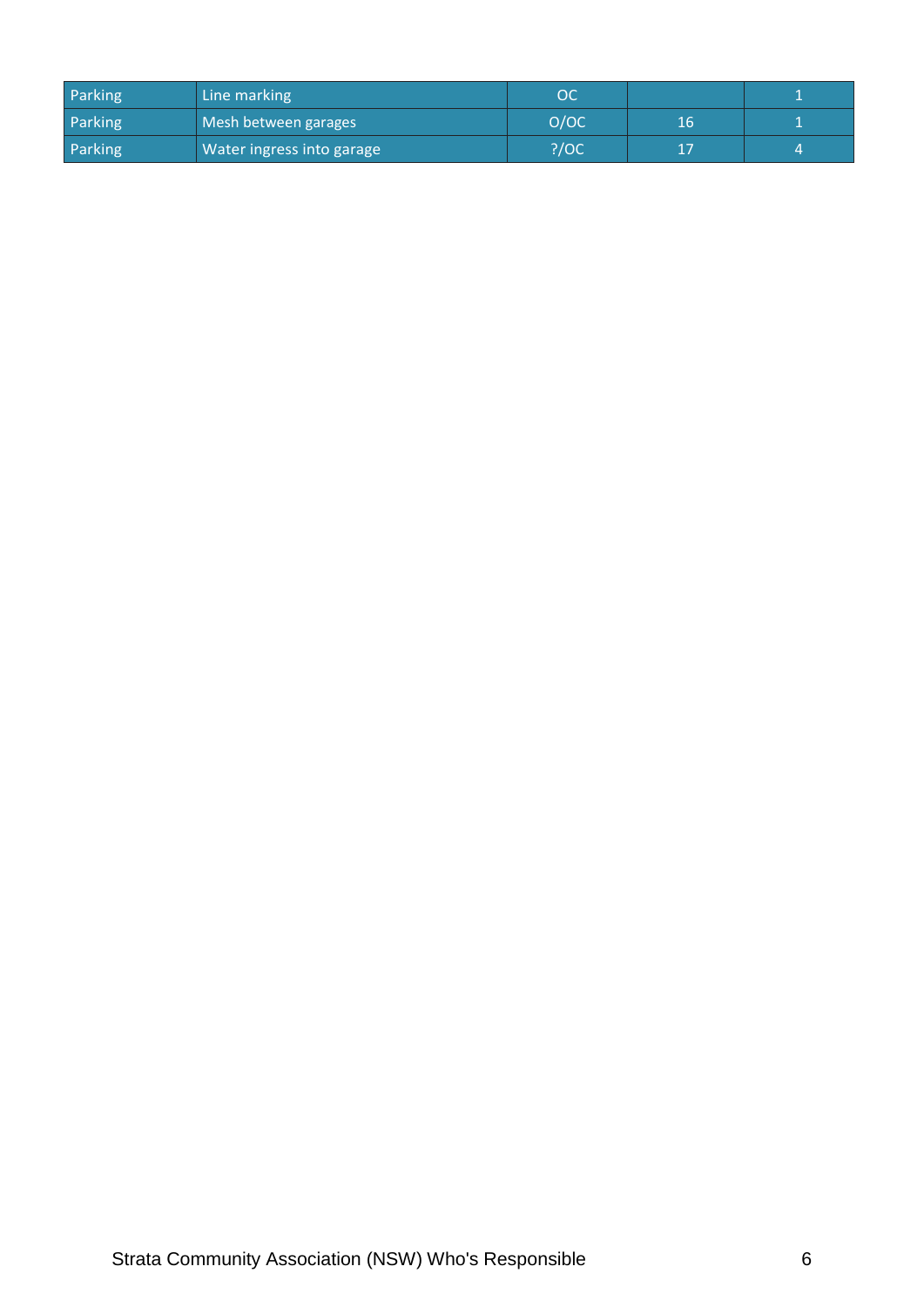| Parking | Line marking | OC | | 1 |
|---|---|---|---|---|
| Parking | Mesh between garages | O/OC | 16 | 1 |
| Parking | Water ingress into garage | ?/OC | 17 | 4 |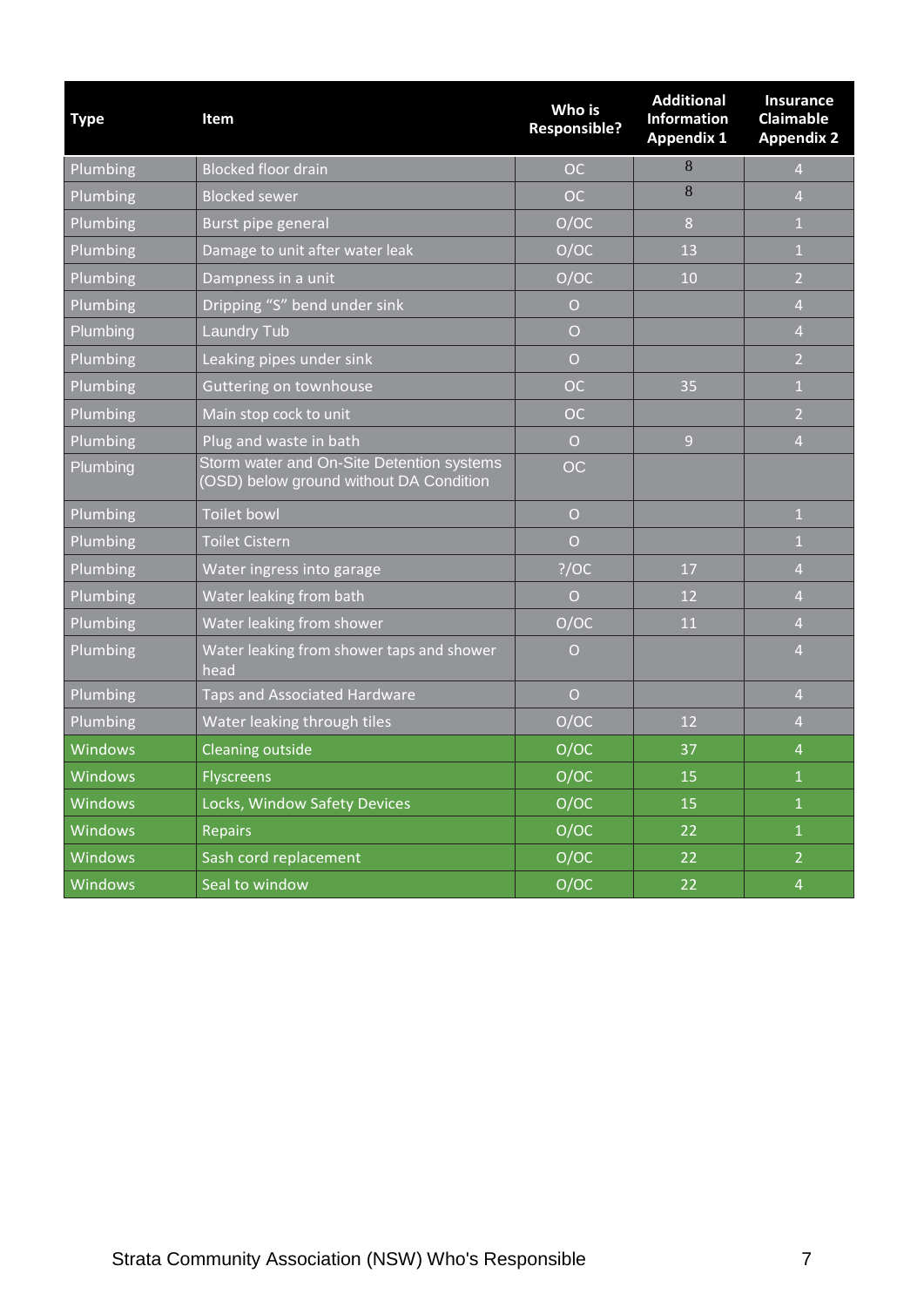| Type | Item | Who is Responsible? | Additional Information Appendix 1 | Insurance Claimable Appendix 2 |
|---|---|---|---|---|
| Plumbing | Blocked floor drain | OC | 8 | 4 |
| Plumbing | Blocked sewer | OC | 8 | 4 |
| Plumbing | Burst pipe general | O/OC | 8 | 1 |
| Plumbing | Damage to unit after water leak | O/OC | 13 | 1 |
| Plumbing | Dampness in a unit | O/OC | 10 | 2 |
| Plumbing | Dripping "S" bend under sink | O | | 4 |
| Plumbing | Laundry Tub | O | | 4 |
| Plumbing | Leaking pipes under sink | O | | 2 |
| Plumbing | Guttering on townhouse | OC | 35 | 1 |
| Plumbing | Main stop cock to unit | OC | | 2 |
| Plumbing | Plug and waste in bath | O | 9 | 4 |
| Plumbing | Storm water and On-Site Detention systems (OSD) below ground without DA Condition | OC | | |
| Plumbing | Toilet bowl | O | | 1 |
| Plumbing | Toilet Cistern | O | | 1 |
| Plumbing | Water ingress into garage | ?/OC | 17 | 4 |
| Plumbing | Water leaking from bath | O | 12 | 4 |
| Plumbing | Water leaking from shower | O/OC | 11 | 4 |
| Plumbing | Water leaking from shower taps and shower head | O | | 4 |
| Plumbing | Taps and Associated Hardware | O | | 4 |
| Plumbing | Water leaking through tiles | O/OC | 12 | 4 |
| Windows | Cleaning outside | O/OC | 37 | 4 |
| Windows | Flyscreens | O/OC | 15 | 1 |
| Windows | Locks, Window Safety Devices | O/OC | 15 | 1 |
| Windows | Repairs | O/OC | 22 | 1 |
| Windows | Sash cord replacement | O/OC | 22 | 2 |
| Windows | Seal to window | O/OC | 22 | 4 |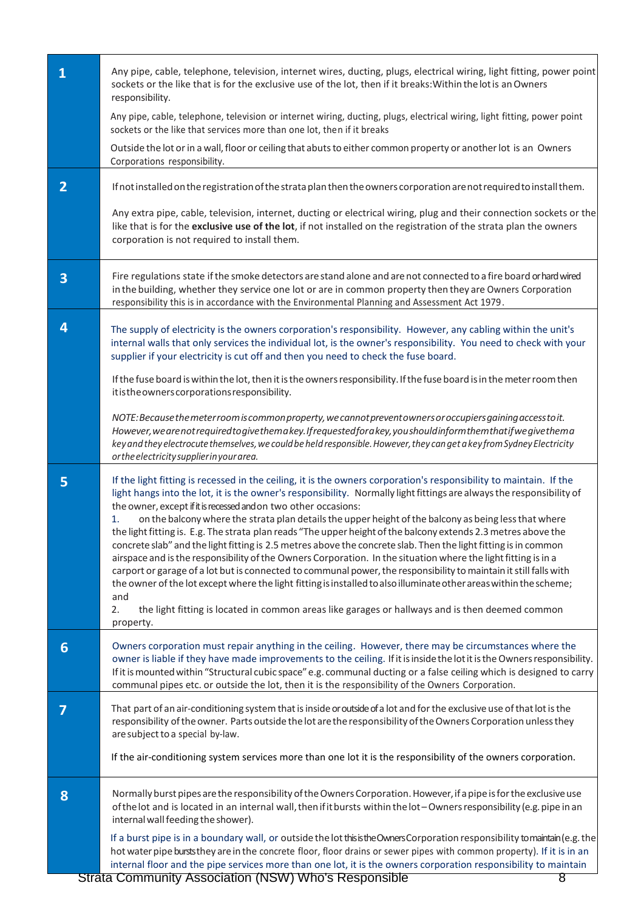| | |
|---|---|
| **1** | Any pipe, cable, telephone, television, internet wires, ducting, plugs, electrical wiring, light fitting, power point sockets or the like that is for the exclusive use of the lot, then if it breaks:Within the lot is an Owners responsibility.<br><br>Any pipe, cable, telephone, television or internet wiring, ducting, plugs, electrical wiring, light fitting, power point sockets or the like that services more than one lot, then if it breaks<br><br>Outside the lot or in a wall, floor or ceiling that abuts to either common property or another lot is an Owners Corporations responsibility. |
| **2** | If not installed on the registration of the strata plan then the owners corporation are not required to install them.<br><br>Any extra pipe, cable, television, internet, ducting or electrical wiring, plug and their connection sockets or the like that is for the **exclusive use of the lot**, if not installed on the registration of the strata plan the owners corporation is not required to install them. |
| **3** | Fire regulations state if the smoke detectors are stand alone and are not connected to a fire board or hard wired in the building, whether they service one lot or are in common property then they are Owners Corporation responsibility this is in accordance with the Environmental Planning and Assessment Act 1979. |
| **4** | The supply of electricity is the owners corporation's responsibility. However, any cabling within the unit's internal walls that only services the individual lot, is the owner's responsibility. You need to check with your supplier if your electricity is cut off and then you need to check the fuse board.<br><br>If the fuse board is within the lot, then it is the owners responsibility. If the fuse board is in the meter room then it is the owners corporations responsibility.<br><br>*NOTE: Because the meter room is common property, we cannot prevent owners or occupiers gaining access to it. However, we are not required to give them a key. If requested for a key, you should inform them that if we give them a key and they electrocute themselves, we could be held responsible. However, they can get a key from Sydney Electricity or the electricity supplier in your area.* |
| **5** | If the light fitting is recessed in the ceiling, it is the owners corporation's responsibility to maintain. If the light hangs into the lot, it is the owner's responsibility. Normally light fittings are always the responsibility of the owner, except if it is recessed and on two other occasions:<br>1. on the balcony where the strata plan details the upper height of the balcony as being less that where the light fitting is. E.g. The strata plan reads "The upper height of the balcony extends 2.3 metres above the concrete slab" and the light fitting is 2.5 metres above the concrete slab. Then the light fitting is in common airspace and is the responsibility of the Owners Corporation. In the situation where the light fitting is in a carport or garage of a lot but is connected to communal power, the responsibility to maintain it still falls with the owner of the lot except where the light fitting is installed to also illuminate other areas within the scheme; and<br>2. the light fitting is located in common areas like garages or hallways and is then deemed common property. |
| **6** | Owners corporation must repair anything in the ceiling. However, there may be circumstances where the owner is liable if they have made improvements to the ceiling. If it is inside the lot it is the Owners responsibility. If it is mounted within "Structural cubic space" e.g. communal ducting or a false ceiling which is designed to carry communal pipes etc. or outside the lot, then it is the responsibility of the Owners Corporation. |
| **7** | That part of an air-conditioning system that is inside or outside of a lot and for the exclusive use of that lot is the responsibility of the owner. Parts outside the lot are the responsibility of the Owners Corporation unless they are subject to a special by-law.<br><br>If the air-conditioning system services more than one lot it is the responsibility of the owners corporation. |
| **8** | Normally burst pipes are the responsibility of the Owners Corporation. However, if a pipe is for the exclusive use of the lot and is located in an internal wall, then if it bursts within the lot – Owners responsibility (e.g. pipe in an internal wall feeding the shower).<br><br>If a burst pipe is in a boundary wall, or outside the lot this is the Owners Corporation responsibility to maintain (e.g. the hot water pipe bursts they are in the concrete floor, floor drains or sewer pipes with common property). If it is in an internal floor and the pipe services more than one lot, it is the owners corporation responsibility to maintain |

Strata Community Association (NSW) Who's Responsible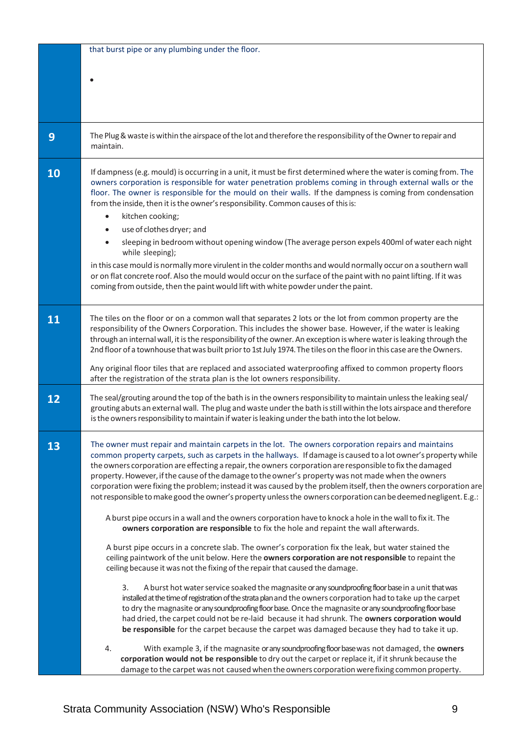| | |
|---|---|
| | that burst pipe or any plumbing under the floor.<br><br>• |
| **9** | The Plug & waste is within the airspace of the lot and therefore the responsibility of the Owner to repair and maintain. |
| **10** | If dampness (e.g. mould) is occurring in a unit, it must be first determined where the water is coming from. The owners corporation is responsible for water penetration problems coming in through external walls or the floor. The owner is responsible for the mould on their walls. If the dampness is coming from condensation from the inside, then it is the owner's responsibility. Common causes of this is:<br>• kitchen cooking;<br>• use of clothes dryer; and<br>• sleeping in bedroom without opening window (The average person expels 400ml of water each night while sleeping);<br>in this case mould is normally more virulent in the colder months and would normally occur on a southern wall or on flat concrete roof. Also the mould would occur on the surface of the paint with no paint lifting. If it was coming from outside, then the paint would lift with white powder under the paint. |
| **11** | The tiles on the floor or on a common wall that separates 2 lots or the lot from common property are the responsibility of the Owners Corporation. This includes the shower base. However, if the water is leaking through an internal wall, it is the responsibility of the owner. An exception is where water is leaking through the 2nd floor of a townhouse that was built prior to 1st July 1974. The tiles on the floor in this case are the Owners.<br><br>Any original floor tiles that are replaced and associated waterproofing affixed to common property floors after the registration of the strata plan is the lot owners responsibility. |
| **12** | The seal/grouting around the top of the bath is in the owners responsibility to maintain unless the leaking seal/ grouting abuts an external wall. The plug and waste under the bath is still within the lots airspace and therefore is the owners responsibility to maintain if water is leaking under the bath into the lot below. |
| **13** | The owner must repair and maintain carpets in the lot. The owners corporation repairs and maintains common property carpets, such as carpets in the hallways. If damage is caused to a lot owner's property while the owners corporation are effecting a repair, the owners corporation are responsible to fix the damaged property. However, if the cause of the damage to the owner's property was not made when the owners corporation were fixing the problem; instead it was caused by the problem itself, then the owners corporation are not responsible to make good the owner's property unless the owners corporation can be deemed negligent. E.g.:<br><br>A burst pipe occurs in a wall and the owners corporation have to knock a hole in the wall to fix it. The **owners corporation are responsible** to fix the hole and repaint the wall afterwards.<br><br>A burst pipe occurs in a concrete slab. The owner's corporation fix the leak, but water stained the ceiling paintwork of the unit below. Here the **owners corporation are not responsible** to repaint the ceiling because it was not the fixing of the repair that caused the damage.<br><br>3. A burst hot water service soaked the magnasite or any soundproofing floor base in a unit that was installed at the time of registration of the strata plan and the owners corporation had to take up the carpet to dry the magnasite or any soundproofing floor base. Once the magnasite or any soundproofing floor base had dried, the carpet could not be re-laid because it had shrunk. The **owners corporation would be responsible** for the carpet because the carpet was damaged because they had to take it up.<br><br>4. With example 3, if the magnasite or any soundproofing floor base was not damaged, the **owners corporation would not be responsible** to dry out the carpet or replace it, if it shrunk because the damage to the carpet was not caused when the owners corporation were fixing common property. |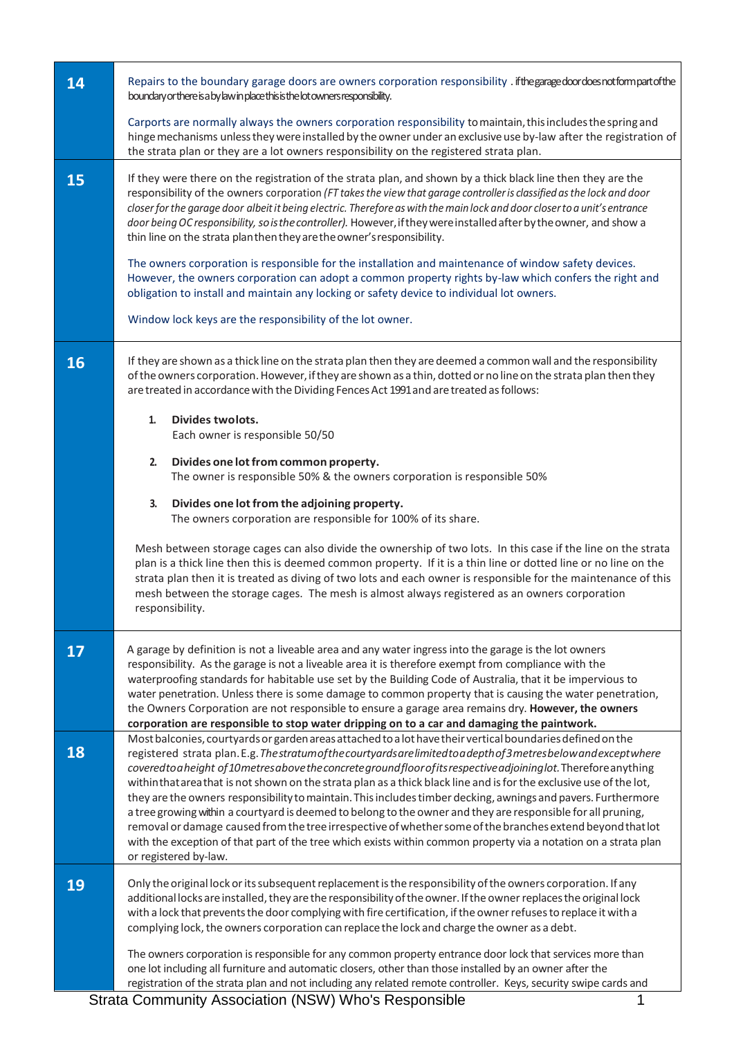| | |
|---|---|
| **14** | Repairs to the boundary garage doors are owners corporation responsibility . if the garage door does not form part of the boundary or there is a by law in place this is the lot owners responsibility.<br><br>Carports are normally always the owners corporation responsibility to maintain, this includes the spring and hinge mechanisms unless they were installed by the owner under an exclusive use by-law after the registration of the strata plan or they are a lot owners responsibility on the registered strata plan. |
| **15** | If they were there on the registration of the strata plan, and shown by a thick black line then they are the responsibility of the owners corporation *(FT takes the view that garage controller is classified as the lock and door closer for the garage door albeit it being electric. Therefore as with the main lock and door closer to a unit's entrance door being OC responsibility, so is the controller).* However, if they were installed after by the owner, and show a thin line on the strata plan then they are the owner's responsibility.<br><br>The owners corporation is responsible for the installation and maintenance of window safety devices. However, the owners corporation can adopt a common property rights by-law which confers the right and obligation to install and maintain any locking or safety device to individual lot owners.<br><br>Window lock keys are the responsibility of the lot owner. |
| **16** | If they are shown as a thick line on the strata plan then they are deemed a common wall and the responsibility of the owners corporation. However, if they are shown as a thin, dotted or no line on the strata plan then they are treated in accordance with the Dividing Fences Act 1991 and are treated as follows:<br><br>1. **Divides two lots.** Each owner is responsible 50/50<br>2. **Divides one lot from common property.** The owner is responsible 50% & the owners corporation is responsible 50%<br>3. **Divides one lot from the adjoining property.** The owners corporation are responsible for 100% of its share.<br><br>Mesh between storage cages can also divide the ownership of two lots. In this case if the line on the strata plan is a thick line then this is deemed common property. If it is a thin line or dotted line or no line on the strata plan then it is treated as diving of two lots and each owner is responsible for the maintenance of this mesh between the storage cages. The mesh is almost always registered as an owners corporation responsibility. |
| **17** | A garage by definition is not a liveable area and any water ingress into the garage is the lot owners responsibility. As the garage is not a liveable area it is therefore exempt from compliance with the waterproofing standards for habitable use set by the Building Code of Australia, that it be impervious to water penetration. Unless there is some damage to common property that is causing the water penetration, the Owners Corporation are not responsible to ensure a garage area remains dry. **However, the owners corporation are responsible to stop water dripping on to a car and damaging the paintwork.** |
| **18** | Most balconies, courtyards or garden areas attached to a lot have their vertical boundaries defined on the registered strata plan. E.g. *The stratum of the courtyards are limited to a depth of 3 metres below and except where covered to a height of 10 metres above the concrete ground floor of its respective adjoining lot.* Therefore anything within that area that is not shown on the strata plan as a thick black line and is for the exclusive use of the lot, they are the owners responsibility to maintain. This includes timber decking, awnings and pavers. Furthermore a tree growing within a courtyard is deemed to belong to the owner and they are responsible for all pruning, removal or damage caused from the tree irrespective of whether some of the branches extend beyond that lot with the exception of that part of the tree which exists within common property via a notation on a strata plan or registered by-law. |
| **19** | Only the original lock or its subsequent replacement is the responsibility of the owners corporation. If any additional locks are installed, they are the responsibility of the owner. If the owner replaces the original lock with a lock that prevents the door complying with fire certification, if the owner refuses to replace it with a complying lock, the owners corporation can replace the lock and charge the owner as a debt.<br><br>The owners corporation is responsible for any common property entrance door lock that services more than one lot including all furniture and automatic closers, other than those installed by an owner after the registration of the strata plan and not including any related remote controller. Keys, security swipe cards and |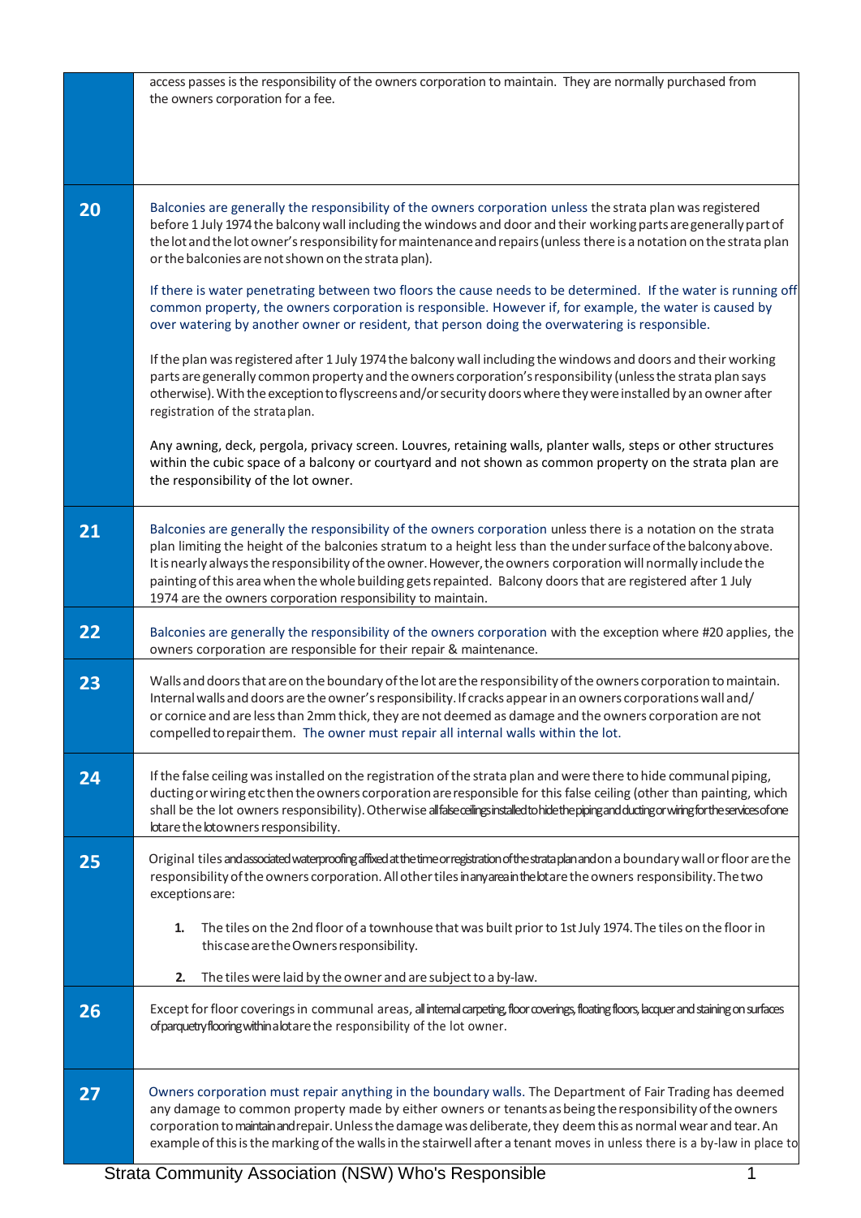| | |
|---|---|
| | access passes is the responsibility of the owners corporation to maintain. They are normally purchased from the owners corporation for a fee. |
| **20** | Balconies are generally the responsibility of the owners corporation unless the strata plan was registered before 1 July 1974 the balcony wall including the windows and door and their working parts are generally part of the lot and the lot owner's responsibility for maintenance and repairs (unless there is a notation on the strata plan or the balconies are not shown on the strata plan).<br><br>If there is water penetrating between two floors the cause needs to be determined. If the water is running off common property, the owners corporation is responsible. However if, for example, the water is caused by over watering by another owner or resident, that person doing the overwatering is responsible.<br><br>If the plan was registered after 1 July 1974 the balcony wall including the windows and doors and their working parts are generally common property and the owners corporation's responsibility (unless the strata plan says otherwise). With the exception to flyscreens and/or security doors where they were installed by an owner after registration of the strata plan.<br><br>Any awning, deck, pergola, privacy screen. Louvres, retaining walls, planter walls, steps or other structures within the cubic space of a balcony or courtyard and not shown as common property on the strata plan are the responsibility of the lot owner. |
| **21** | Balconies are generally the responsibility of the owners corporation unless there is a notation on the strata plan limiting the height of the balconies stratum to a height less than the under surface of the balcony above. It is nearly always the responsibility of the owner. However, the owners corporation will normally include the painting of this area when the whole building gets repainted. Balcony doors that are registered after 1 July 1974 are the owners corporation responsibility to maintain. |
| **22** | Balconies are generally the responsibility of the owners corporation with the exception where #20 applies, the owners corporation are responsible for their repair & maintenance. |
| **23** | Walls and doors that are on the boundary of the lot are the responsibility of the owners corporation to maintain. Internal walls and doors are the owner's responsibility. If cracks appear in an owners corporations wall and/ or cornice and are less than 2mm thick, they are not deemed as damage and the owners corporation are not compelled to repair them. The owner must repair all internal walls within the lot. |
| **24** | If the false ceiling was installed on the registration of the strata plan and were there to hide communal piping, ducting or wiring etc then the owners corporation are responsible for this false ceiling (other than painting, which shall be the lot owners responsibility). Otherwise all false ceilings installed to hide the piping and ducting or wiring for the services of one lot are the lot owners responsibility. |
| **25** | Original tiles and associated waterproofing affixed at the time or registration of the strata plan and on a boundary wall or floor are the responsibility of the owners corporation. All other tiles in any area in the lot are the owners responsibility. The two exceptions are:<br><br>**1.** The tiles on the 2nd floor of a townhouse that was built prior to 1st July 1974. The tiles on the floor in this case are the Owners responsibility.<br><br>**2.** The tiles were laid by the owner and are subject to a by-law. |
| **26** | Except for floor coverings in communal areas, all internal carpeting, floor coverings, floating floors, lacquer and staining on surfaces of parquetry flooring within a lot are the responsibility of the lot owner. |
| **27** | Owners corporation must repair anything in the boundary walls. The Department of Fair Trading has deemed any damage to common property made by either owners or tenants as being the responsibility of the owners corporation to maintain and repair. Unless the damage was deliberate, they deem this as normal wear and tear. An example of this is the marking of the walls in the stairwell after a tenant moves in unless there is a by-law in place to |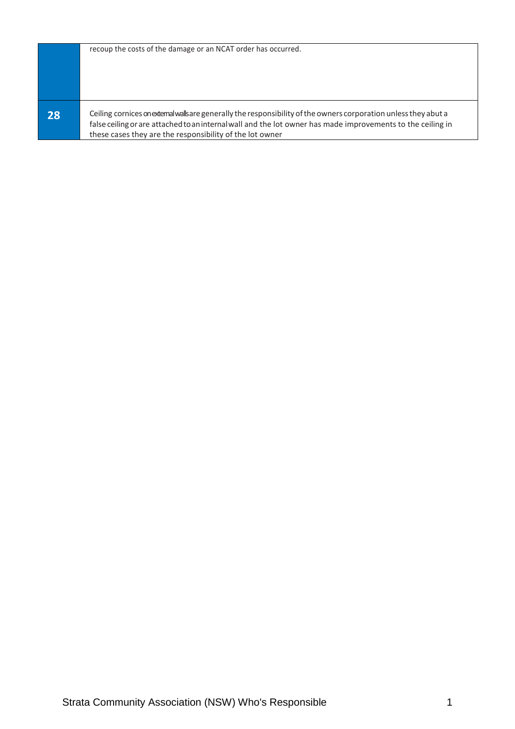| | |
|---|---|
| | recoup the costs of the damage or an NCAT order has occurred. |
| **28** | Ceiling cornices on external walls are generally the responsibility of the owners corporation unless they abut a false ceiling or are attached to an internal wall and the lot owner has made improvements to the ceiling in these cases they are the responsibility of the lot owner |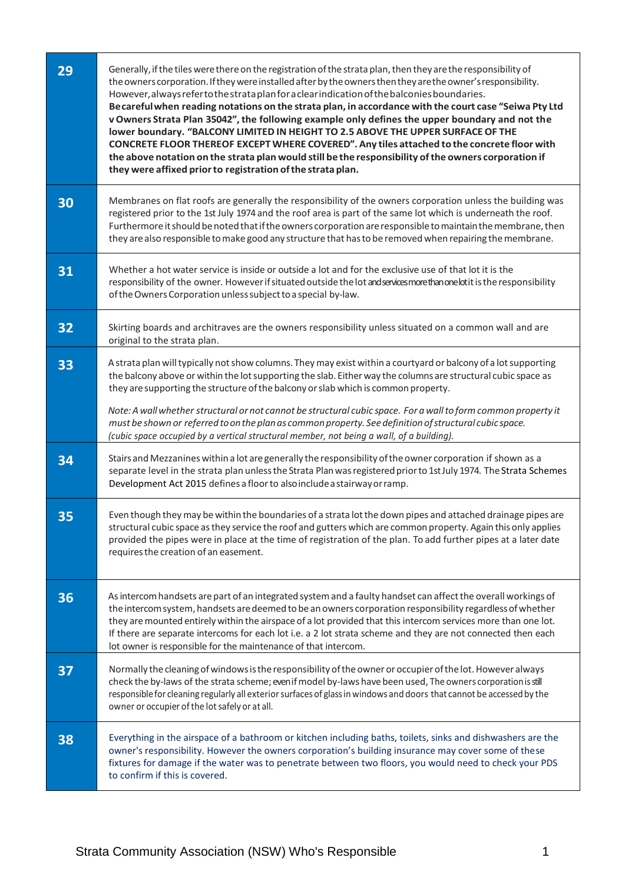| | |
|---|---|
| **29** | Generally, if the tiles were there on the registration of the strata plan, then they are the responsibility of the owners corporation. If they were installed after by the owners then they are the owner's responsibility. However, always refer to the strata plan for a clear indication of the balconies boundaries. **Be careful when reading notations on the strata plan, in accordance with the court case "Seiwa Pty Ltd v Owners Strata Plan 35042", the following example only defines the upper boundary and not the lower boundary. "BALCONY LIMITED IN HEIGHT TO 2.5 ABOVE THE UPPER SURFACE OF THE CONCRETE FLOOR THEREOF EXCEPT WHERE COVERED". Any tiles attached to the concrete floor with the above notation on the strata plan would still be the responsibility of the owners corporation if they were affixed prior to registration of the strata plan.** |
| **30** | Membranes on flat roofs are generally the responsibility of the owners corporation unless the building was registered prior to the 1st July 1974 and the roof area is part of the same lot which is underneath the roof. Furthermore it should be noted that if the owners corporation are responsible to maintain the membrane, then they are also responsible to make good any structure that has to be removed when repairing the membrane. |
| **31** | Whether a hot water service is inside or outside a lot and for the exclusive use of that lot it is the responsibility of the owner. However if situated outside the lot and services more than one lot it is the responsibility of the Owners Corporation unless subject to a special by-law. |
| **32** | Skirting boards and architraves are the owners responsibility unless situated on a common wall and are original to the strata plan. |
| **33** | A strata plan will typically not show columns. They may exist within a courtyard or balcony of a lot supporting the balcony above or within the lot supporting the slab. Either way the columns are structural cubic space as they are supporting the structure of the balcony or slab which is common property.<br><br>*Note: A wall whether structural or not cannot be structural cubic space. For a wall to form common property it must be shown or referred to on the plan as common property. See definition of structural cubic space. (cubic space occupied by a vertical structural member, not being a wall, of a building).* |
| **34** | Stairs and Mezzanines within a lot are generally the responsibility of the owner corporation if shown as a separate level in the strata plan unless the Strata Plan was registered prior to 1st July 1974. The Strata Schemes Development Act 2015 defines a floor to also include a stairway or ramp. |
| **35** | Even though they may be within the boundaries of a strata lot the down pipes and attached drainage pipes are structural cubic space as they service the roof and gutters which are common property. Again this only applies provided the pipes were in place at the time of registration of the plan. To add further pipes at a later date requires the creation of an easement. |
| **36** | As intercom handsets are part of an integrated system and a faulty handset can affect the overall workings of the intercom system, handsets are deemed to be an owners corporation responsibility regardless of whether they are mounted entirely within the airspace of a lot provided that this intercom services more than one lot. If there are separate intercoms for each lot i.e. a 2 lot strata scheme and they are not connected then each lot owner is responsible for the maintenance of that intercom. |
| **37** | Normally the cleaning of windows is the responsibility of the owner or occupier of the lot. However always check the by-laws of the strata scheme; even if model by-laws have been used, The owners corporation is still responsible for cleaning regularly all exterior surfaces of glass in windows and doors that cannot be accessed by the owner or occupier of the lot safely or at all. |
| **38** | Everything in the airspace of a bathroom or kitchen including baths, toilets, sinks and dishwashers are the owner's responsibility. However the owners corporation's building insurance may cover some of these fixtures for damage if the water was to penetrate between two floors, you would need to check your PDS to confirm if this is covered. |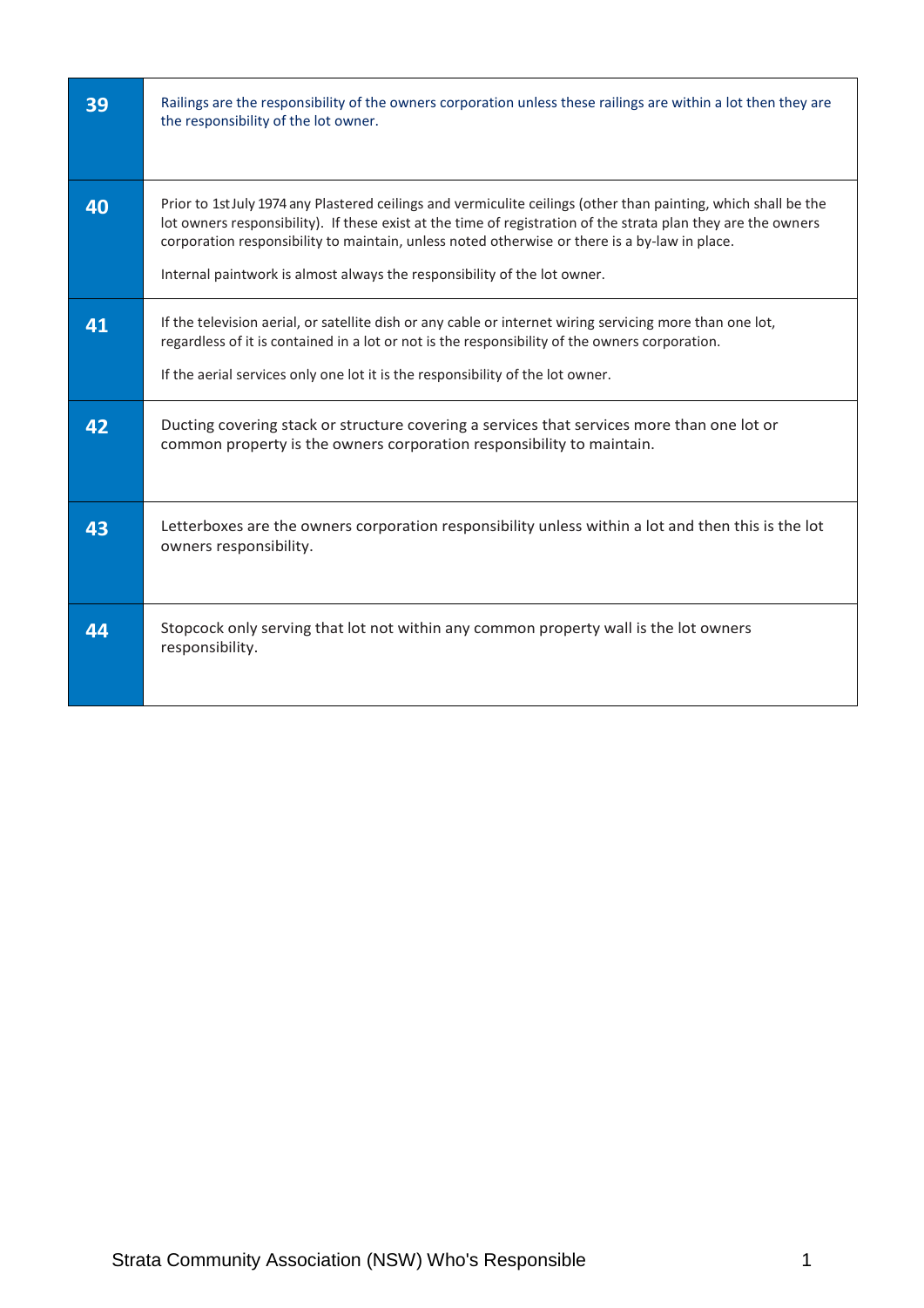| | |
|---|---|
| **39** | Railings are the responsibility of the owners corporation unless these railings are within a lot then they are the responsibility of the lot owner. |
| **40** | Prior to 1st July 1974 any Plastered ceilings and vermiculite ceilings (other than painting, which shall be the lot owners responsibility). If these exist at the time of registration of the strata plan they are the owners corporation responsibility to maintain, unless noted otherwise or there is a by-law in place.<br><br>Internal paintwork is almost always the responsibility of the lot owner. |
| **41** | If the television aerial, or satellite dish or any cable or internet wiring servicing more than one lot, regardless of it is contained in a lot or not is the responsibility of the owners corporation.<br><br>If the aerial services only one lot it is the responsibility of the lot owner. |
| **42** | Ducting covering stack or structure covering a services that services more than one lot or common property is the owners corporation responsibility to maintain. |
| **43** | Letterboxes are the owners corporation responsibility unless within a lot and then this is the lot owners responsibility. |
| **44** | Stopcock only serving that lot not within any common property wall is the lot owners responsibility. |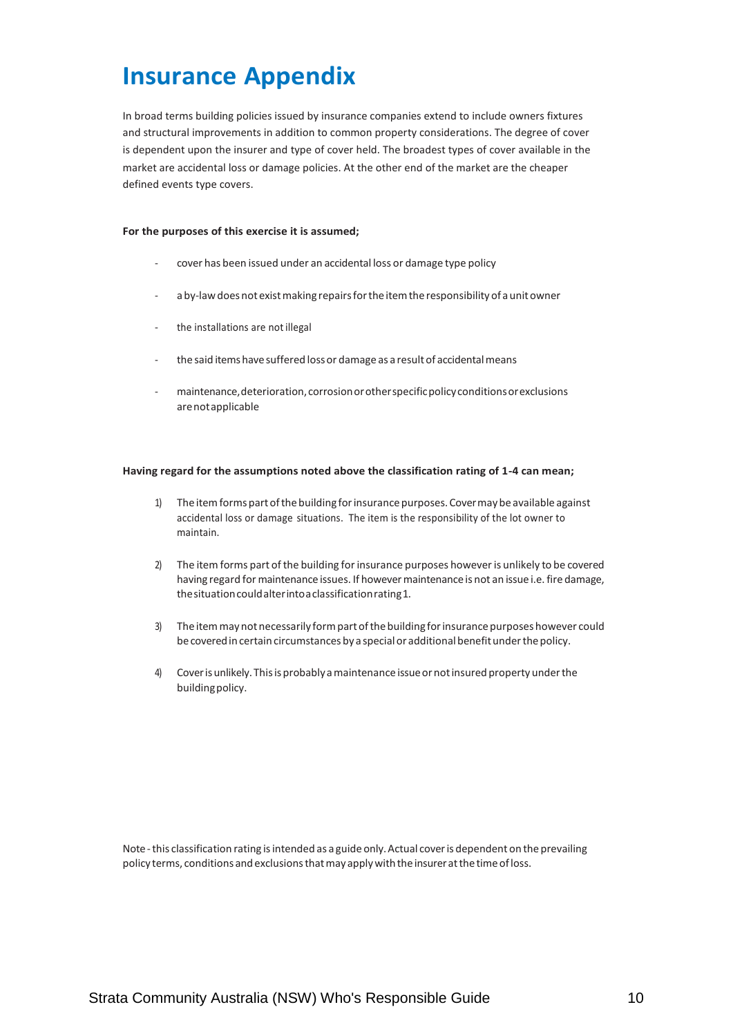# Insurance Appendix

In broad terms building policies issued by insurance companies extend to include owners fixtures and structural improvements in addition to common property considerations. The degree of cover is dependent upon the insurer and type of cover held. The broadest types of cover available in the market are accidental loss or damage policies. At the other end of the market are the cheaper defined events type covers.

**For the purposes of this exercise it is assumed;**

- cover has been issued under an accidental loss or damage type policy
- a by-law does not exist making repairs for the item the responsibility of a unit owner
- the installations are not illegal
- the said items have suffered loss or damage as a result of accidental means
- maintenance, deterioration, corrosion or other specific policy conditions or exclusions are not applicable

**Having regard for the assumptions noted above the classification rating of 1-4 can mean;**

1) The item forms part of the building for insurance purposes. Cover may be available against accidental loss or damage situations. The item is the responsibility of the lot owner to maintain.
2) The item forms part of the building for insurance purposes however is unlikely to be covered having regard for maintenance issues. If however maintenance is not an issue i.e. fire damage, the situation could alter into a classification rating 1.
3) The item may not necessarily form part of the building for insurance purposes however could be covered in certain circumstances by a special or additional benefit under the policy.
4) Cover is unlikely. This is probably a maintenance issue or not insured property under the building policy.

Note - this classification rating is intended as a guide only. Actual cover is dependent on the prevailing policy terms, conditions and exclusions that may apply with the insurer at the time of loss.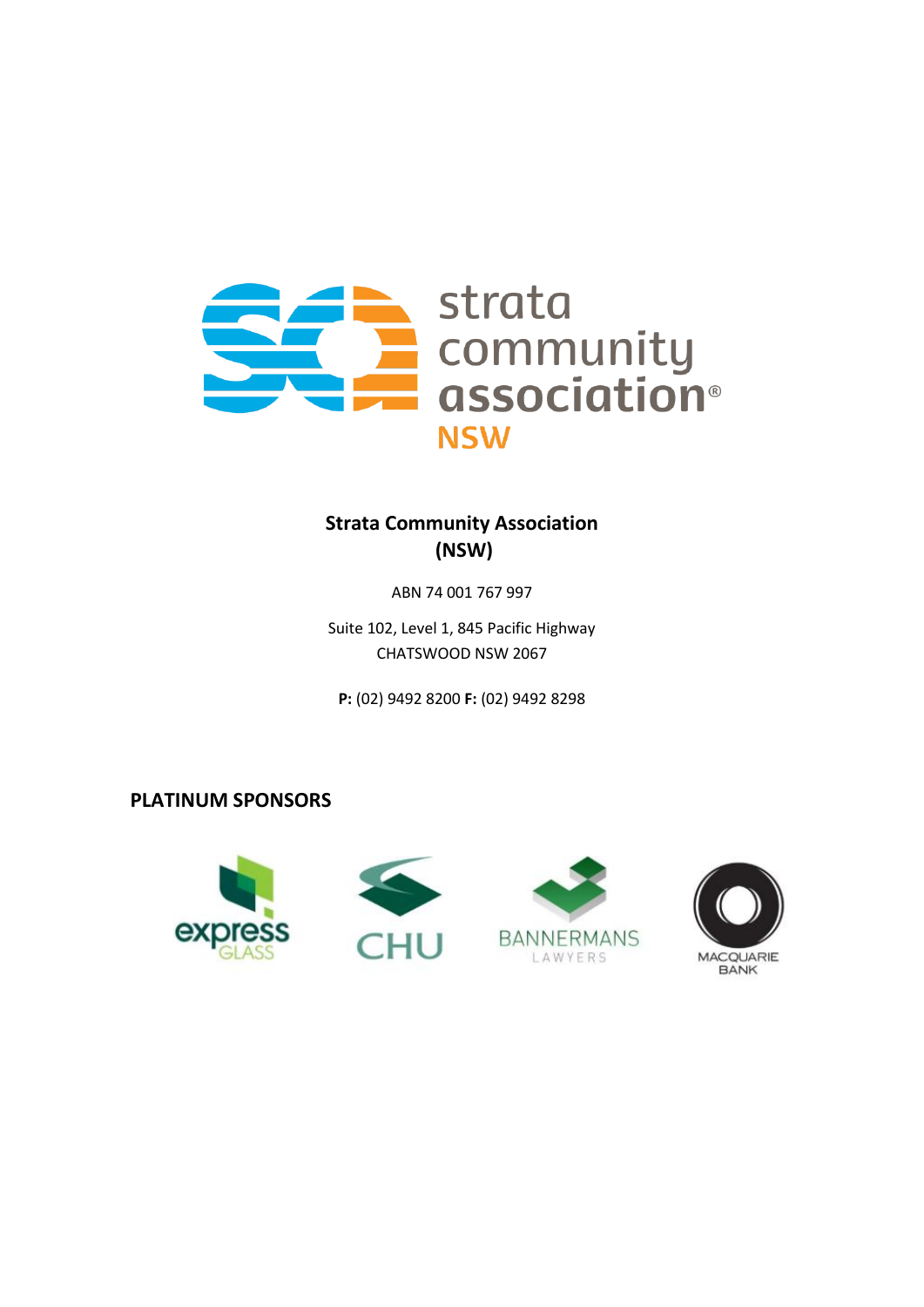**Strata Community Association (NSW)**

ABN 74 001 767 997

Suite 102, Level 1, 845 Pacific Highway
CHATSWOOD NSW 2067

**P:** (02) 9492 8200 **F:** (02) 9492 8298

**PLATINUM SPONSORS**